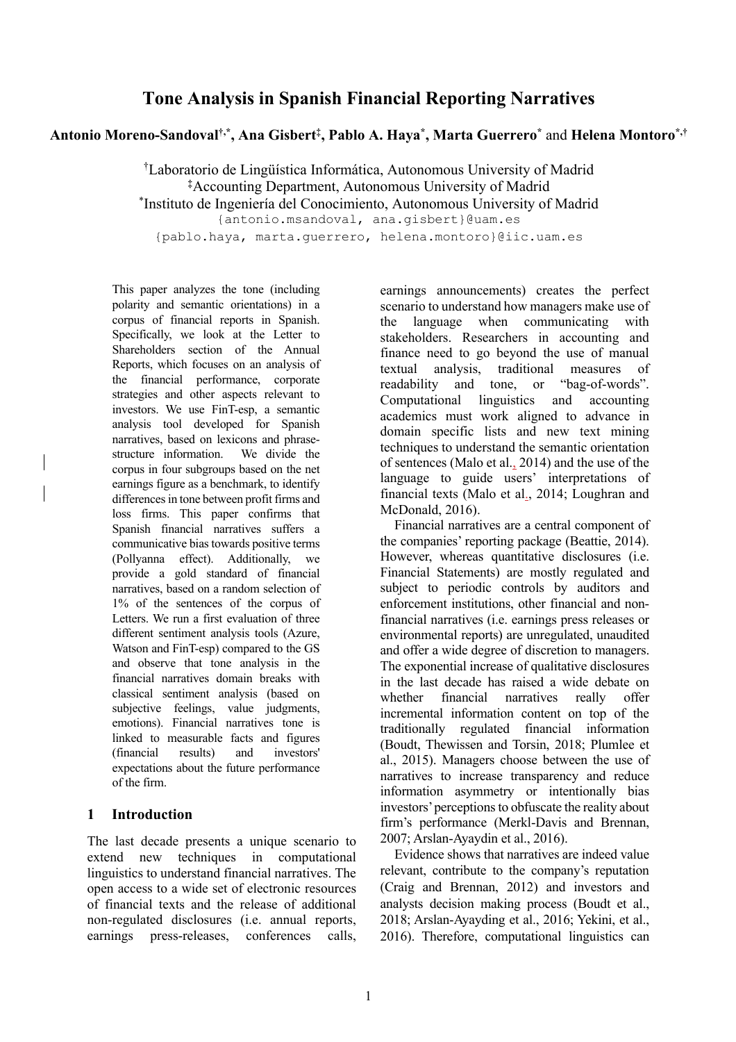# Tone Analysis in Spanish Financial Reporting Narratives

**Antonio Moreno-Sandoval[†,*], Ana Gisbert[‡], Pablo A. Haya[*], Marta Guerrero[*]** and **Helena Montoro[*,†]**

[†]Laboratorio de Lingüística Informática, Autonomous University of Madrid
[‡]Accounting Department, Autonomous University of Madrid
[*]Instituto de Ingeniería del Conocimiento, Autonomous University of Madrid
{antonio.msandoval, ana.gisbert}@uam.es
{pablo.haya, marta.guerrero, helena.montoro}@iic.uam.es

This paper analyzes the tone (including polarity and semantic orientations) in a corpus of financial reports in Spanish. Specifically, we look at the Letter to Shareholders section of the Annual Reports, which focuses on an analysis of the financial performance, corporate strategies and other aspects relevant to investors. We use FinT-esp, a semantic analysis tool developed for Spanish narratives, based on lexicons and phrase-structure information. We divide the corpus in four subgroups based on the net earnings figure as a benchmark, to identify differences in tone between profit firms and loss firms. This paper confirms that Spanish financial narratives suffers a communicative bias towards positive terms (Pollyanna effect). Additionally, we provide a gold standard of financial narratives, based on a random selection of 1% of the sentences of the corpus of Letters. We run a first evaluation of three different sentiment analysis tools (Azure, Watson and FinT-esp) compared to the GS and observe that tone analysis in the financial narratives domain breaks with classical sentiment analysis (based on subjective feelings, value judgments, emotions). Financial narratives tone is linked to measurable facts and figures (financial results) and investors' expectations about the future performance of the firm.

## 1 Introduction

The last decade presents a unique scenario to extend new techniques in computational linguistics to understand financial narratives. The open access to a wide set of electronic resources of financial texts and the release of additional non-regulated disclosures (i.e. annual reports, earnings press-releases, conferences calls, earnings announcements) creates the perfect scenario to understand how managers make use of the language when communicating with stakeholders. Researchers in accounting and finance need to go beyond the use of manual textual analysis, traditional measures of readability and tone, or "bag-of-words". Computational linguistics and accounting academics must work aligned to advance in domain specific lists and new text mining techniques to understand the semantic orientation of sentences (Malo et al., 2014) and the use of the language to guide users' interpretations of financial texts (Malo et al., 2014; Loughran and McDonald, 2016).

Financial narratives are a central component of the companies' reporting package (Beattie, 2014). However, whereas quantitative disclosures (i.e. Financial Statements) are mostly regulated and subject to periodic controls by auditors and enforcement institutions, other financial and non-financial narratives (i.e. earnings press releases or environmental reports) are unregulated, unaudited and offer a wide degree of discretion to managers. The exponential increase of qualitative disclosures in the last decade has raised a wide debate on whether financial narratives really offer incremental information content on top of the traditionally regulated financial information (Boudt, Thewissen and Torsin, 2018; Plumlee et al., 2015). Managers choose between the use of narratives to increase transparency and reduce information asymmetry or intentionally bias investors' perceptions to obfuscate the reality about firm's performance (Merkl-Davis and Brennan, 2007; Arslan-Ayaydin et al., 2016).

Evidence shows that narratives are indeed value relevant, contribute to the company's reputation (Craig and Brennan, 2012) and investors and analysts decision making process (Boudt et al., 2018; Arslan-Ayayding et al., 2016; Yekini, et al., 2016). Therefore, computational linguistics can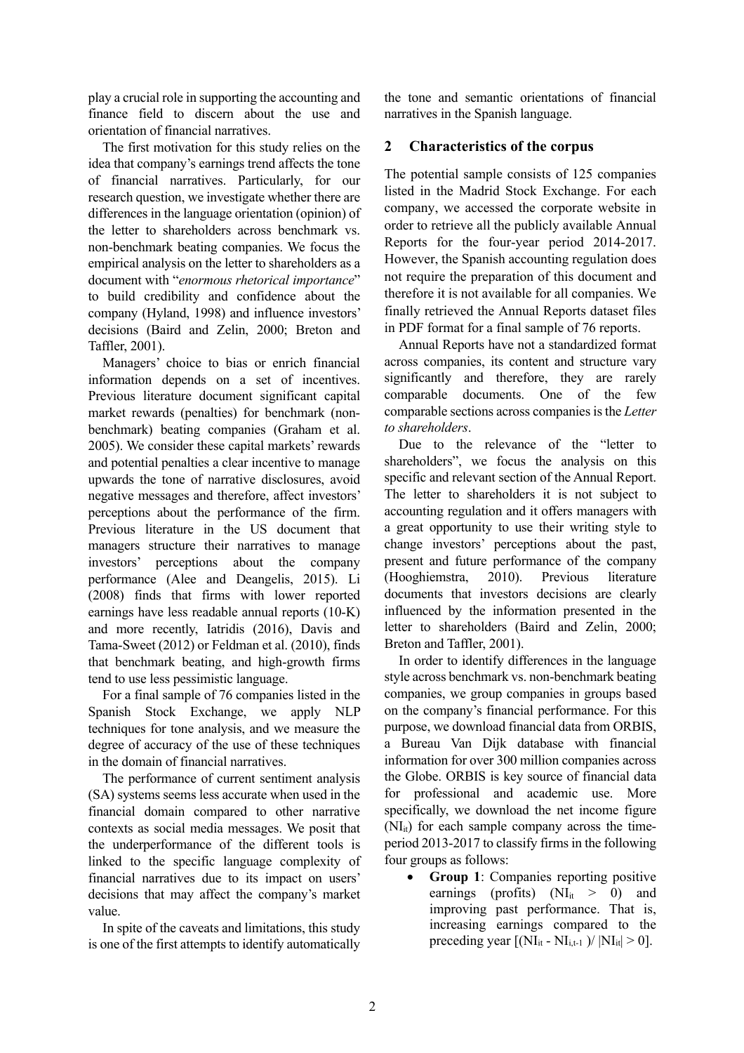play a crucial role in supporting the accounting and finance field to discern about the use and orientation of financial narratives.

The first motivation for this study relies on the idea that company's earnings trend affects the tone of financial narratives. Particularly, for our research question, we investigate whether there are differences in the language orientation (opinion) of the letter to shareholders across benchmark vs. non-benchmark beating companies. We focus the empirical analysis on the letter to shareholders as a document with "*enormous rhetorical importance*" to build credibility and confidence about the company (Hyland, 1998) and influence investors' decisions (Baird and Zelin, 2000; Breton and Taffler, 2001).

Managers' choice to bias or enrich financial information depends on a set of incentives. Previous literature document significant capital market rewards (penalties) for benchmark (non-benchmark) beating companies (Graham et al. 2005). We consider these capital markets' rewards and potential penalties a clear incentive to manage upwards the tone of narrative disclosures, avoid negative messages and therefore, affect investors' perceptions about the performance of the firm. Previous literature in the US document that managers structure their narratives to manage investors' perceptions about the company performance (Alee and Deangelis, 2015). Li (2008) finds that firms with lower reported earnings have less readable annual reports (10-K) and more recently, Iatridis (2016), Davis and Tama-Sweet (2012) or Feldman et al. (2010), finds that benchmark beating, and high-growth firms tend to use less pessimistic language.

For a final sample of 76 companies listed in the Spanish Stock Exchange, we apply NLP techniques for tone analysis, and we measure the degree of accuracy of the use of these techniques in the domain of financial narratives.

The performance of current sentiment analysis (SA) systems seems less accurate when used in the financial domain compared to other narrative contexts as social media messages. We posit that the underperformance of the different tools is linked to the specific language complexity of financial narratives due to its impact on users' decisions that may affect the company's market value.

In spite of the caveats and limitations, this study is one of the first attempts to identify automatically the tone and semantic orientations of financial narratives in the Spanish language.

## 2 Characteristics of the corpus

The potential sample consists of 125 companies listed in the Madrid Stock Exchange. For each company, we accessed the corporate website in order to retrieve all the publicly available Annual Reports for the four-year period 2014-2017. However, the Spanish accounting regulation does not require the preparation of this document and therefore it is not available for all companies. We finally retrieved the Annual Reports dataset files in PDF format for a final sample of 76 reports.

Annual Reports have not a standardized format across companies, its content and structure vary significantly and therefore, they are rarely comparable documents. One of the few comparable sections across companies is the *Letter to shareholders*.

Due to the relevance of the "letter to shareholders", we focus the analysis on this specific and relevant section of the Annual Report. The letter to shareholders it is not subject to accounting regulation and it offers managers with a great opportunity to use their writing style to change investors' perceptions about the past, present and future performance of the company (Hooghiemstra, 2010). Previous literature documents that investors decisions are clearly influenced by the information presented in the letter to shareholders (Baird and Zelin, 2000; Breton and Taffler, 2001).

In order to identify differences in the language style across benchmark vs. non-benchmark beating companies, we group companies in groups based on the company's financial performance. For this purpose, we download financial data from ORBIS, a Bureau Van Dijk database with financial information for over 300 million companies across the Globe. ORBIS is key source of financial data for professional and academic use. More specifically, we download the net income figure ($NI_{it}$) for each sample company across the time-period 2013-2017 to classify firms in the following four groups as follows:

- **Group 1**: Companies reporting positive earnings (profits) ($NI_{it} > 0$) and improving past performance. That is, increasing earnings compared to the preceding year $[(NI_{it} - NI_{i,t-1}) / |NI_{it}| > 0]$.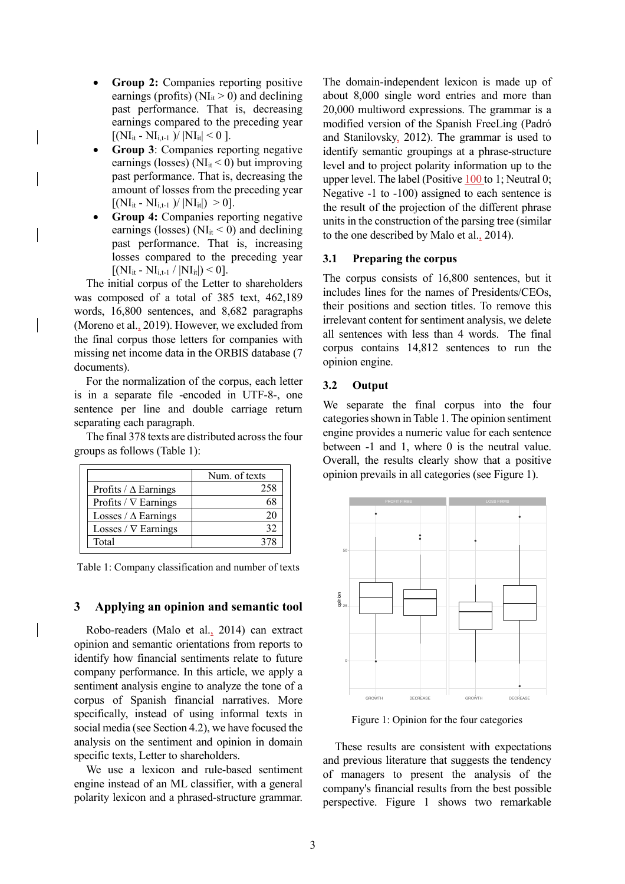- **Group 2:** Companies reporting positive earnings (profits) ($NI_{it} > 0$) and declining past performance. That is, decreasing earnings compared to the preceding year [$(NI_{it} - NI_{i,t-1})/ |NI_{it}| < 0$ ].
- **Group 3**: Companies reporting negative earnings (losses) ($NI_{it} < 0$) but improving past performance. That is, decreasing the amount of losses from the preceding year [$(NI_{it} - NI_{i,t-1})/ |NI_{it}|) > 0$].
- **Group 4:** Companies reporting negative earnings (losses) ($NI_{it} < 0$) and declining past performance. That is, increasing losses compared to the preceding year [$(NI_{it} - NI_{i,t-1} / |NI_{it}|) < 0$].

The initial corpus of the Letter to shareholders was composed of a total of 385 text, 462,189 words, 16,800 sentences, and 8,682 paragraphs (Moreno et al., 2019). However, we excluded from the final corpus those letters for companies with missing net income data in the ORBIS database (7 documents).

For the normalization of the corpus, each letter is in a separate file -encoded in UTF-8-, one sentence per line and double carriage return separating each paragraph.

The final 378 texts are distributed across the four groups as follows (Table 1):

| | Num. of texts |
|---|---|
| Profits / Δ Earnings | 258 |
| Profits / ∇ Earnings | 68 |
| Losses / Δ Earnings | 20 |
| Losses / ∇ Earnings | 32 |
| Total | 378 |

Table 1: Company classification and number of texts

## 3 Applying an opinion and semantic tool

Robo-readers (Malo et al., 2014) can extract opinion and semantic orientations from reports to identify how financial sentiments relate to future company performance. In this article, we apply a sentiment analysis engine to analyze the tone of a corpus of Spanish financial narratives. More specifically, instead of using informal texts in social media (see Section 4.2), we have focused the analysis on the sentiment and opinion in domain specific texts, Letter to shareholders.

We use a lexicon and rule-based sentiment engine instead of an ML classifier, with a general polarity lexicon and a phrased-structure grammar. The domain-independent lexicon is made up of about 8,000 single word entries and more than 20,000 multiword expressions. The grammar is a modified version of the Spanish FreeLing (Padró and Stanilovsky, 2012). The grammar is used to identify semantic groupings at a phrase-structure level and to project polarity information up to the upper level. The label (Positive 100 to 1; Neutral 0; Negative -1 to -100) assigned to each sentence is the result of the projection of the different phrase units in the construction of the parsing tree (similar to the one described by Malo et al., 2014).

### 3.1 Preparing the corpus

The corpus consists of 16,800 sentences, but it includes lines for the names of Presidents/CEOs, their positions and section titles. To remove this irrelevant content for sentiment analysis, we delete all sentences with less than 4 words. The final corpus contains 14,812 sentences to run the opinion engine.

### 3.2 Output

We separate the final corpus into the four categories shown in Table 1. The opinion sentiment engine provides a numeric value for each sentence between -1 and 1, where 0 is the neutral value. Overall, the results clearly show that a positive opinion prevails in all categories (see Figure 1).

Figure 1: Opinion for the four categories

These results are consistent with expectations and previous literature that suggests the tendency of managers to present the analysis of the company's financial results from the best possible perspective. Figure 1 shows two remarkable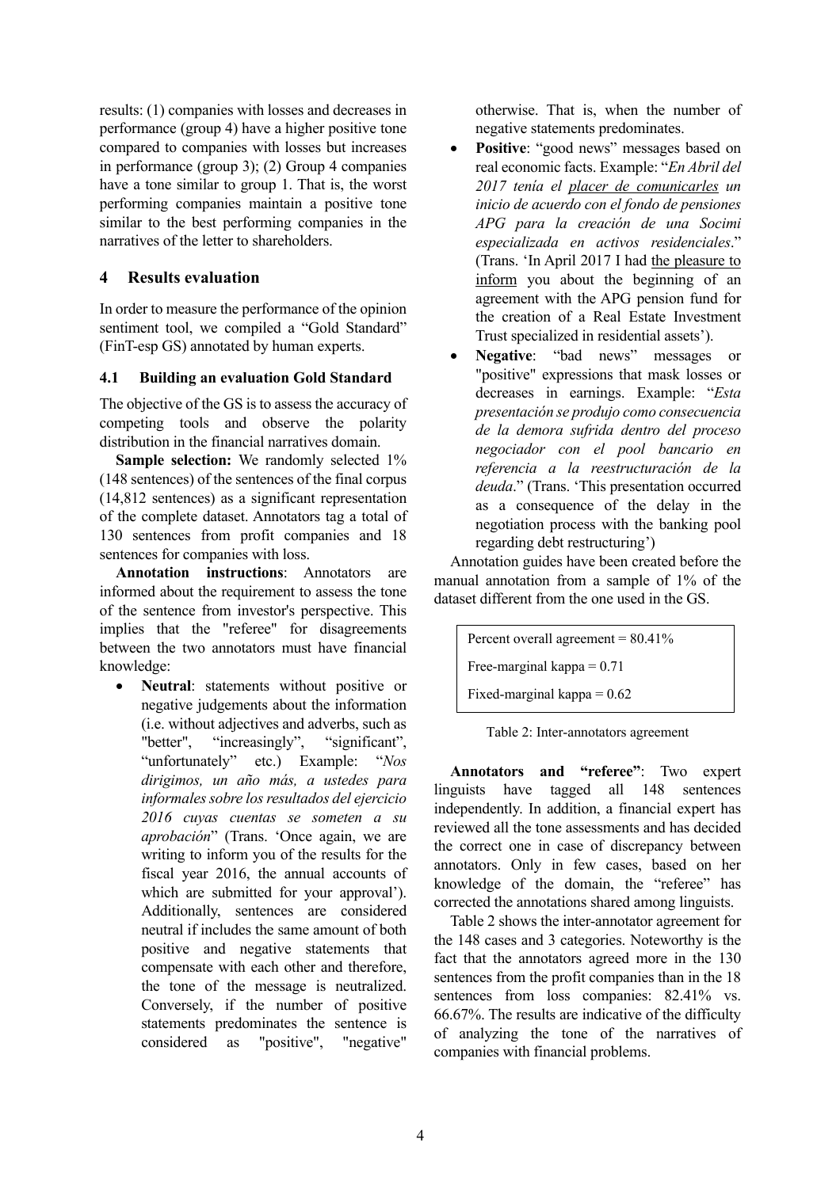results: (1) companies with losses and decreases in performance (group 4) have a higher positive tone compared to companies with losses but increases in performance (group 3); (2) Group 4 companies have a tone similar to group 1. That is, the worst performing companies maintain a positive tone similar to the best performing companies in the narratives of the letter to shareholders.

## 4 Results evaluation

In order to measure the performance of the opinion sentiment tool, we compiled a "Gold Standard" (FinT-esp GS) annotated by human experts.

### 4.1 Building an evaluation Gold Standard

The objective of the GS is to assess the accuracy of competing tools and observe the polarity distribution in the financial narratives domain.

**Sample selection:** We randomly selected 1% (148 sentences) of the sentences of the final corpus (14,812 sentences) as a significant representation of the complete dataset. Annotators tag a total of 130 sentences from profit companies and 18 sentences for companies with loss.

**Annotation instructions**: Annotators are informed about the requirement to assess the tone of the sentence from investor's perspective. This implies that the "referee" for disagreements between the two annotators must have financial knowledge:

- **Neutral**: statements without positive or negative judgements about the information (i.e. without adjectives and adverbs, such as "better", "increasingly", "significant", "unfortunately" etc.) Example: "*Nos dirigimos, un año más, a ustedes para informales sobre los resultados del ejercicio 2016 cuyas cuentas se someten a su aprobación*" (Trans. 'Once again, we are writing to inform you of the results for the fiscal year 2016, the annual accounts of which are submitted for your approval'). Additionally, sentences are considered neutral if includes the same amount of both positive and negative statements that compensate with each other and therefore, the tone of the message is neutralized. Conversely, if the number of positive statements predominates the sentence is considered as "positive", "negative" otherwise. That is, when the number of negative statements predominates.
- **Positive**: "good news" messages based on real economic facts. Example: "*En Abril del 2017 tenía el placer de comunicarles un inicio de acuerdo con el fondo de pensiones APG para la creación de una Socimi especializada en activos residenciales*." (Trans. 'In April 2017 I had the pleasure to inform you about the beginning of an agreement with the APG pension fund for the creation of a Real Estate Investment Trust specialized in residential assets').
- **Negative**: "bad news" messages or "positive" expressions that mask losses or decreases in earnings. Example: "*Esta presentación se produjo como consecuencia de la demora sufrida dentro del proceso negociador con el pool bancario en referencia a la reestructuración de la deuda*." (Trans. 'This presentation occurred as a consequence of the delay in the negotiation process with the banking pool regarding debt restructuring')

Annotation guides have been created before the manual annotation from a sample of 1% of the dataset different from the one used in the GS.

| Percent overall agreement = 80.41% |
|---|
| Free-marginal kappa = 0.71 |
| Fixed-marginal kappa = 0.62 |

Table 2: Inter-annotators agreement

**Annotators and "referee"**: Two expert linguists have tagged all 148 sentences independently. In addition, a financial expert has reviewed all the tone assessments and has decided the correct one in case of discrepancy between annotators. Only in few cases, based on her knowledge of the domain, the "referee" has corrected the annotations shared among linguists.

Table 2 shows the inter-annotator agreement for the 148 cases and 3 categories. Noteworthy is the fact that the annotators agreed more in the 130 sentences from the profit companies than in the 18 sentences from loss companies: 82.41% vs. 66.67%. The results are indicative of the difficulty of analyzing the tone of the narratives of companies with financial problems.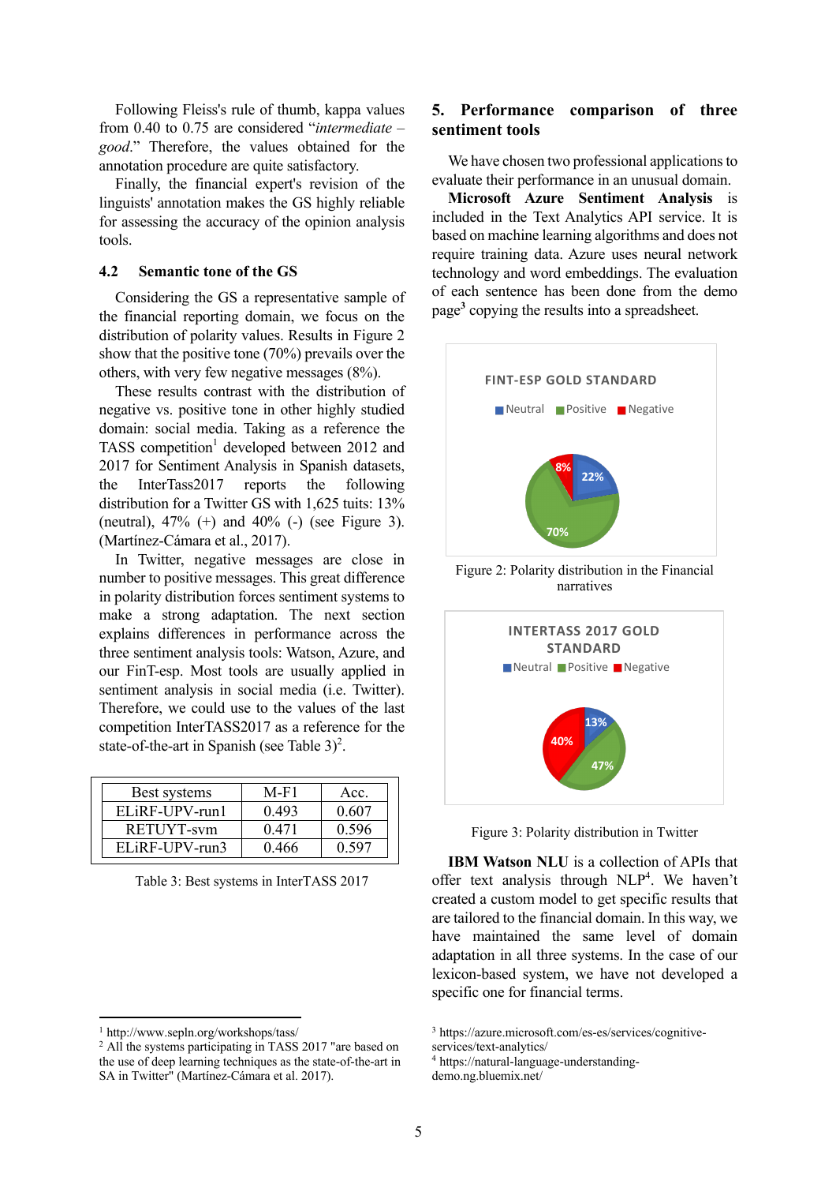Following Fleiss's rule of thumb, kappa values from 0.40 to 0.75 are considered "*intermediate – good*." Therefore, the values obtained for the annotation procedure are quite satisfactory.

Finally, the financial expert's revision of the linguists' annotation makes the GS highly reliable for assessing the accuracy of the opinion analysis tools.

### 4.2 Semantic tone of the GS

Considering the GS a representative sample of the financial reporting domain, we focus on the distribution of polarity values. Results in Figure 2 show that the positive tone (70%) prevails over the others, with very few negative messages (8%).

These results contrast with the distribution of negative vs. positive tone in other highly studied domain: social media. Taking as a reference the TASS competition[1] developed between 2012 and 2017 for Sentiment Analysis in Spanish datasets, the InterTass2017 reports the following distribution for a Twitter GS with 1,625 tuits: 13% (neutral), 47% (+) and 40% (-) (see Figure 3). (Martínez-Cámara et al., 2017).

In Twitter, negative messages are close in number to positive messages. This great difference in polarity distribution forces sentiment systems to make a strong adaptation. The next section explains differences in performance across the three sentiment analysis tools: Watson, Azure, and our FinT-esp. Most tools are usually applied in sentiment analysis in social media (i.e. Twitter). Therefore, we could use to the values of the last competition InterTASS2017 as a reference for the state-of-the-art in Spanish (see Table 3)[2].

| Best systems | M-F1 | Acc. |
|---|---|---|
| ELiRF-UPV-run1 | 0.493 | 0.607 |
| RETUYT-svm | 0.471 | 0.596 |
| ELiRF-UPV-run3 | 0.466 | 0.597 |

Table 3: Best systems in InterTASS 2017

## 5. Performance comparison of three sentiment tools

We have chosen two professional applications to evaluate their performance in an unusual domain.

**Microsoft Azure Sentiment Analysis** is included in the Text Analytics API service. It is based on machine learning algorithms and does not require training data. Azure uses neural network technology and word embeddings. The evaluation of each sentence has been done from the demo page[3] copying the results into a spreadsheet.

FINT-ESP GOLD STANDARD

Neutral | Positive | Negative

22% | 70% | 8%

Figure 2: Polarity distribution in the Financial narratives

INTERTASS 2017 GOLD STANDARD

Neutral | Positive | Negative

13% | 47% | 40%

Figure 3: Polarity distribution in Twitter

**IBM Watson NLU** is a collection of APIs that offer text analysis through NLP[4]. We haven't created a custom model to get specific results that are tailored to the financial domain. In this way, we have maintained the same level of domain adaptation in all three systems. In the case of our lexicon-based system, we have not developed a specific one for financial terms.

---

[1] http://www.sepln.org/workshops/tass/

[2] All the systems participating in TASS 2017 "are based on the use of deep learning techniques as the state-of-the-art in SA in Twitter" (Martínez-Cámara et al. 2017).

[3] https://azure.microsoft.com/es-es/services/cognitive-services/text-analytics/

[4] https://natural-language-understanding-demo.ng.bluemix.net/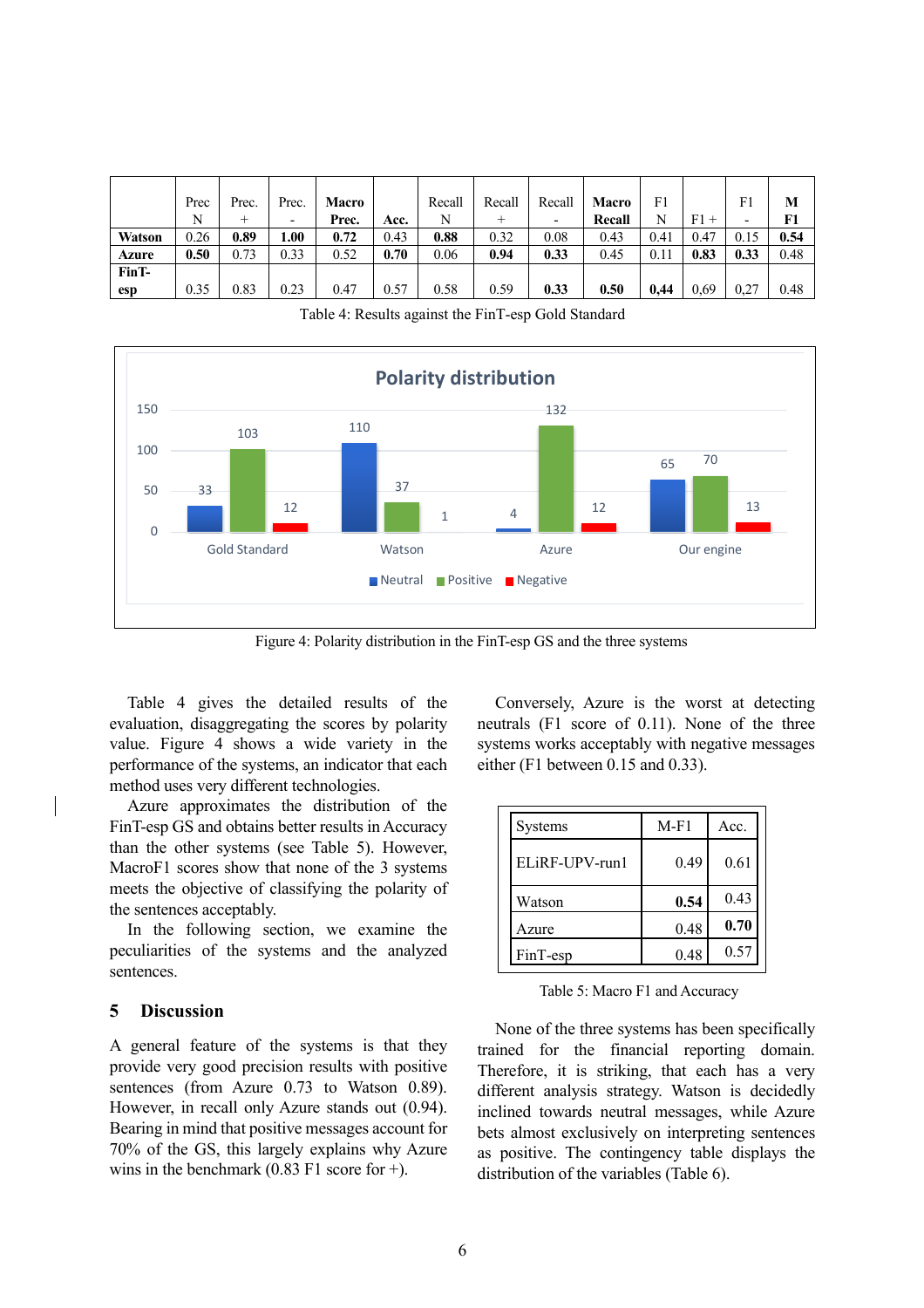| | Prec N | Prec. + | Prec. - | **Macro Prec.** | **Acc.** | Recall N | Recall + | Recall - | **Macro Recall** | F1 N | F1 + | F1 - | **M F1** |
|---|---|---|---|---|---|---|---|---|---|---|---|---|---|
| **Watson** | 0.26 | **0.89** | **1.00** | **0.72** | 0.43 | **0.88** | 0.32 | 0.08 | 0.43 | 0.41 | 0.47 | 0.15 | **0.54** |
| **Azure** | **0.50** | 0.73 | 0.33 | 0.52 | **0.70** | 0.06 | **0.94** | **0.33** | 0.45 | 0.11 | **0.83** | **0.33** | 0.48 |
| **FinT-esp** | 0.35 | 0.83 | 0.23 | 0.47 | 0.57 | 0.58 | 0.59 | **0.33** | **0.50** | **0,44** | 0,69 | 0,27 | 0.48 |

Table 4: Results against the FinT-esp Gold Standard

Figure 4: Polarity distribution in the FinT-esp GS and the three systems

Table 4 gives the detailed results of the evaluation, disaggregating the scores by polarity value. Figure 4 shows a wide variety in the performance of the systems, an indicator that each method uses very different technologies.

Azure approximates the distribution of the FinT-esp GS and obtains better results in Accuracy than the other systems (see Table 5). However, MacroF1 scores show that none of the 3 systems meets the objective of classifying the polarity of the sentences acceptably.

In the following section, we examine the peculiarities of the systems and the analyzed sentences.

## 5 Discussion

A general feature of the systems is that they provide very good precision results with positive sentences (from Azure 0.73 to Watson 0.89). However, in recall only Azure stands out (0.94). Bearing in mind that positive messages account for 70% of the GS, this largely explains why Azure wins in the benchmark (0.83 F1 score for +).

Conversely, Azure is the worst at detecting neutrals (F1 score of 0.11). None of the three systems works acceptably with negative messages either (F1 between 0.15 and 0.33).

| Systems | M-F1 | Acc. |
|---|---|---|
| ELiRF-UPV-run1 | 0.49 | 0.61 |
| Watson | **0.54** | 0.43 |
| Azure | 0.48 | **0.70** |
| FinT-esp | 0.48 | 0.57 |

Table 5: Macro F1 and Accuracy

None of the three systems has been specifically trained for the financial reporting domain. Therefore, it is striking, that each has a very different analysis strategy. Watson is decidedly inclined towards neutral messages, while Azure bets almost exclusively on interpreting sentences as positive. The contingency table displays the distribution of the variables (Table 6).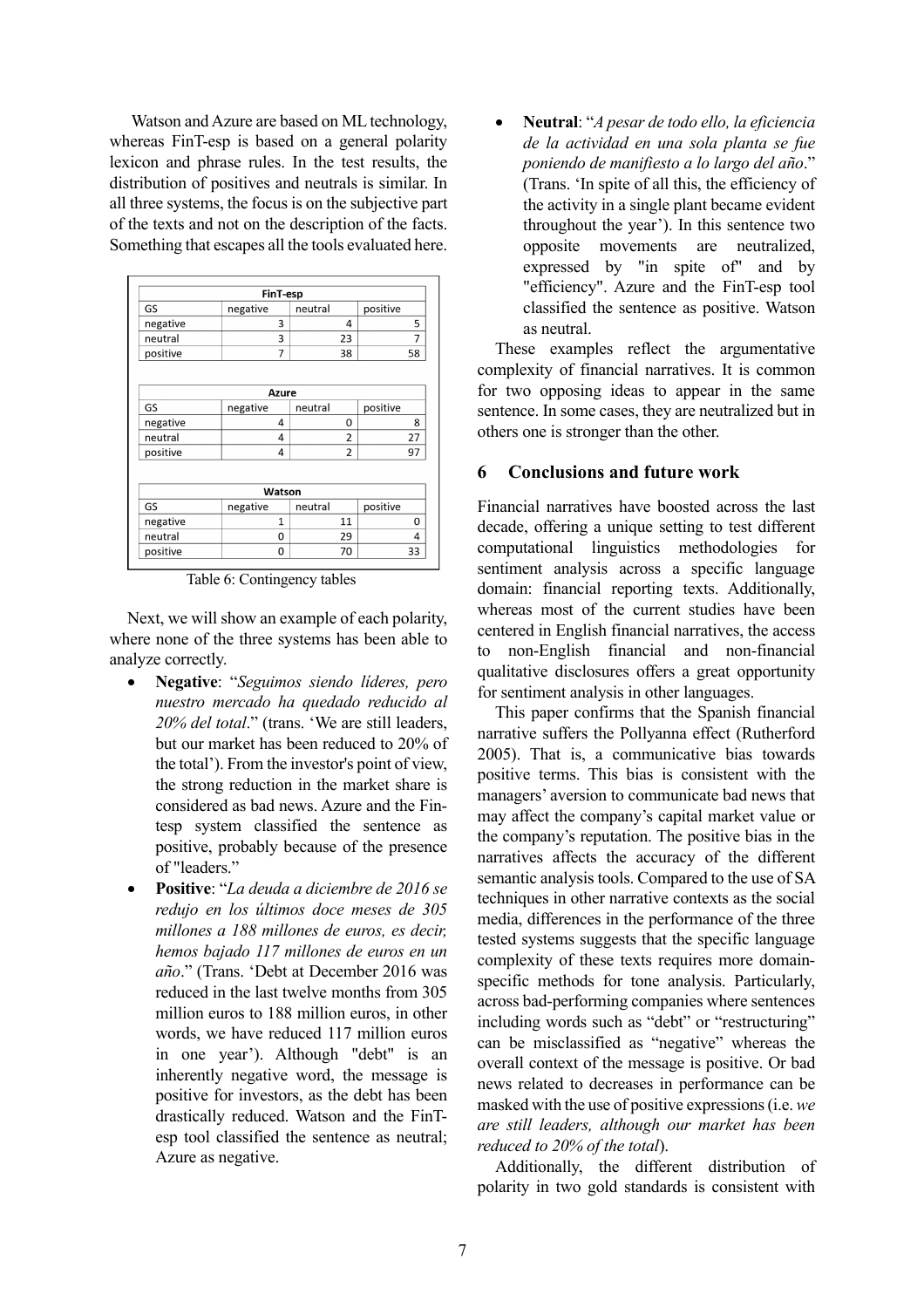Watson and Azure are based on ML technology, whereas FinT-esp is based on a general polarity lexicon and phrase rules. In the test results, the distribution of positives and neutrals is similar. In all three systems, the focus is on the subjective part of the texts and not on the description of the facts. Something that escapes all the tools evaluated here.

| FinT-esp | | | |
|---|---|---|---|
| GS | negative | neutral | positive |
| negative | 3 | 4 | 5 |
| neutral | 3 | 23 | 7 |
| positive | 7 | 38 | 58 |

| Azure | | | |
|---|---|---|---|
| GS | negative | neutral | positive |
| negative | 4 | 0 | 8 |
| neutral | 4 | 2 | 27 |
| positive | 4 | 2 | 97 |

| Watson | | | |
|---|---|---|---|
| GS | negative | neutral | positive |
| negative | 1 | 11 | 0 |
| neutral | 0 | 29 | 4 |
| positive | 0 | 70 | 33 |

Table 6: Contingency tables

Next, we will show an example of each polarity, where none of the three systems has been able to analyze correctly.

- **Negative**: "*Seguimos siendo líderes, pero nuestro mercado ha quedado reducido al 20% del total*." (trans. 'We are still leaders, but our market has been reduced to 20% of the total'). From the investor's point of view, the strong reduction in the market share is considered as bad news. Azure and the Fin-tesp system classified the sentence as positive, probably because of the presence of "leaders."
- **Positive**: "*La deuda a diciembre de 2016 se redujo en los últimos doce meses de 305 millones a 188 millones de euros, es decir, hemos bajado 117 millones de euros en un año*." (Trans. 'Debt at December 2016 was reduced in the last twelve months from 305 million euros to 188 million euros, in other words, we have reduced 117 million euros in one year'). Although "debt" is an inherently negative word, the message is positive for investors, as the debt has been drastically reduced. Watson and the FinT-esp tool classified the sentence as neutral; Azure as negative.
- **Neutral**: "*A pesar de todo ello, la eficiencia de la actividad en una sola planta se fue poniendo de manifiesto a lo largo del año*." (Trans. 'In spite of all this, the efficiency of the activity in a single plant became evident throughout the year'). In this sentence two opposite movements are neutralized, expressed by "in spite of" and by "efficiency". Azure and the FinT-esp tool classified the sentence as positive. Watson as neutral.

These examples reflect the argumentative complexity of financial narratives. It is common for two opposing ideas to appear in the same sentence. In some cases, they are neutralized but in others one is stronger than the other.

## 6 Conclusions and future work

Financial narratives have boosted across the last decade, offering a unique setting to test different computational linguistics methodologies for sentiment analysis across a specific language domain: financial reporting texts. Additionally, whereas most of the current studies have been centered in English financial narratives, the access to non-English financial and non-financial qualitative disclosures offers a great opportunity for sentiment analysis in other languages.

This paper confirms that the Spanish financial narrative suffers the Pollyanna effect (Rutherford 2005). That is, a communicative bias towards positive terms. This bias is consistent with the managers' aversion to communicate bad news that may affect the company's capital market value or the company's reputation. The positive bias in the narratives affects the accuracy of the different semantic analysis tools. Compared to the use of SA techniques in other narrative contexts as the social media, differences in the performance of the three tested systems suggests that the specific language complexity of these texts requires more domain-specific methods for tone analysis. Particularly, across bad-performing companies where sentences including words such as "debt" or "restructuring" can be misclassified as "negative" whereas the overall context of the message is positive. Or bad news related to decreases in performance can be masked with the use of positive expressions (i.e. *we are still leaders, although our market has been reduced to 20% of the total*).

Additionally, the different distribution of polarity in two gold standards is consistent with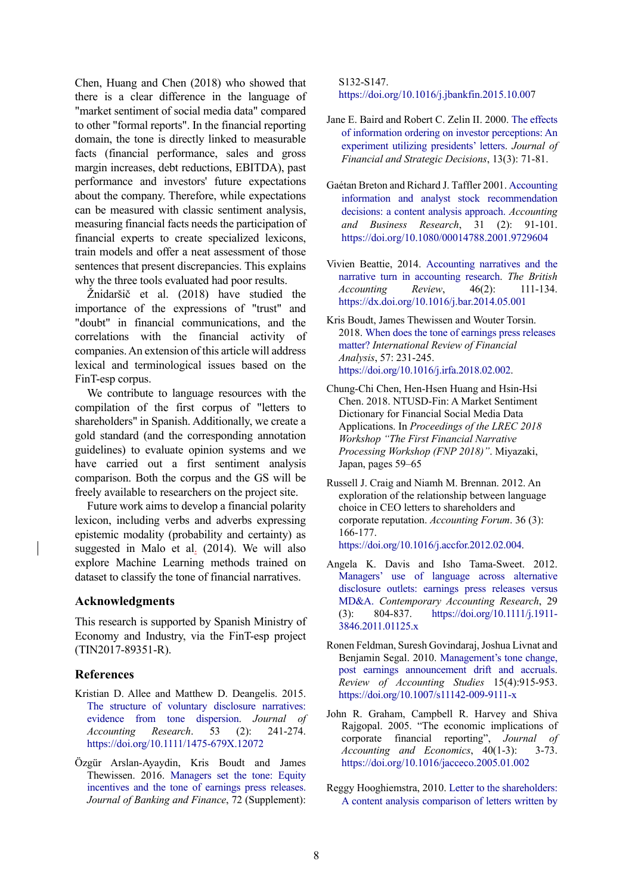Chen, Huang and Chen (2018) who showed that there is a clear difference in the language of "market sentiment of social media data" compared to other "formal reports". In the financial reporting domain, the tone is directly linked to measurable facts (financial performance, sales and gross margin increases, debt reductions, EBITDA), past performance and investors' future expectations about the company. Therefore, while expectations can be measured with classic sentiment analysis, measuring financial facts needs the participation of financial experts to create specialized lexicons, train models and offer a neat assessment of those sentences that present discrepancies. This explains why the three tools evaluated had poor results.

Žnidaršič et al. (2018) have studied the importance of the expressions of "trust" and "doubt" in financial communications, and the correlations with the financial activity of companies. An extension of this article will address lexical and terminological issues based on the FinT-esp corpus.

We contribute to language resources with the compilation of the first corpus of "letters to shareholders" in Spanish. Additionally, we create a gold standard (and the corresponding annotation guidelines) to evaluate opinion systems and we have carried out a first sentiment analysis comparison. Both the corpus and the GS will be freely available to researchers on the project site.

Future work aims to develop a financial polarity lexicon, including verbs and adverbs expressing epistemic modality (probability and certainty) as suggested in Malo et al. (2014). We will also explore Machine Learning methods trained on dataset to classify the tone of financial narratives.

## Acknowledgments

This research is supported by Spanish Ministry of Economy and Industry, via the FinT-esp project (TIN2017-89351-R).

## References

Kristian D. Allee and Matthew D. Deangelis. 2015. The structure of voluntary disclosure narratives: evidence from tone dispersion. *Journal of Accounting Research*. 53 (2): 241-274. https://doi.org/10.1111/1475-679X.12072

Özgür Arslan-Ayaydin, Kris Boudt and James Thewissen. 2016. Managers set the tone: Equity incentives and the tone of earnings press releases. *Journal of Banking and Finance*, 72 (Supplement): S132-S147. https://doi.org/10.1016/j.jbankfin.2015.10.007

Jane E. Baird and Robert C. Zelin II. 2000. The effects of information ordering on investor perceptions: An experiment utilizing presidents' letters. *Journal of Financial and Strategic Decisions*, 13(3): 71-81.

Gaétan Breton and Richard J. Taffler 2001. Accounting information and analyst stock recommendation decisions: a content analysis approach. *Accounting and Business Research*, 31 (2): 91-101. https://doi.org/10.1080/00014788.2001.9729604

Vivien Beattie, 2014. Accounting narratives and the narrative turn in accounting research. *The British Accounting Review*, 46(2): 111-134. https://dx.doi.org/10.1016/j.bar.2014.05.001

Kris Boudt, James Thewissen and Wouter Torsin. 2018. When does the tone of earnings press releases matter? *International Review of Financial Analysis*, 57: 231-245. https://doi.org/10.1016/j.irfa.2018.02.002.

Chung-Chi Chen, Hen-Hsen Huang and Hsin-Hsi Chen. 2018. NTUSD-Fin: A Market Sentiment Dictionary for Financial Social Media Data Applications. In *Proceedings of the LREC 2018 Workshop "The First Financial Narrative Processing Workshop (FNP 2018)"*. Miyazaki, Japan, pages 59–65

Russell J. Craig and Niamh M. Brennan. 2012. An exploration of the relationship between language choice in CEO letters to shareholders and corporate reputation. *Accounting Forum*. 36 (3): 166-177. https://doi.org/10.1016/j.accfor.2012.02.004.

Angela K. Davis and Isho Tama-Sweet. 2012. Managers' use of language across alternative disclosure outlets: earnings press releases versus MD&A. *Contemporary Accounting Research*, 29 (3): 804-837. https://doi.org/10.1111/j.1911-3846.2011.01125.x

Ronen Feldman, Suresh Govindaraj, Joshua Livnat and Benjamin Segal. 2010. Management's tone change, post earnings announcement drift and accruals. *Review of Accounting Studies* 15(4):915-953. https://doi.org/10.1007/s11142-009-9111-x

John R. Graham, Campbell R. Harvey and Shiva Rajgopal. 2005. "The economic implications of corporate financial reporting", *Journal of Accounting and Economics*, 40(1-3): 3-73. https://doi.org/10.1016/jacceco.2005.01.002

Reggy Hooghiemstra, 2010. Letter to the shareholders: A content analysis comparison of letters written by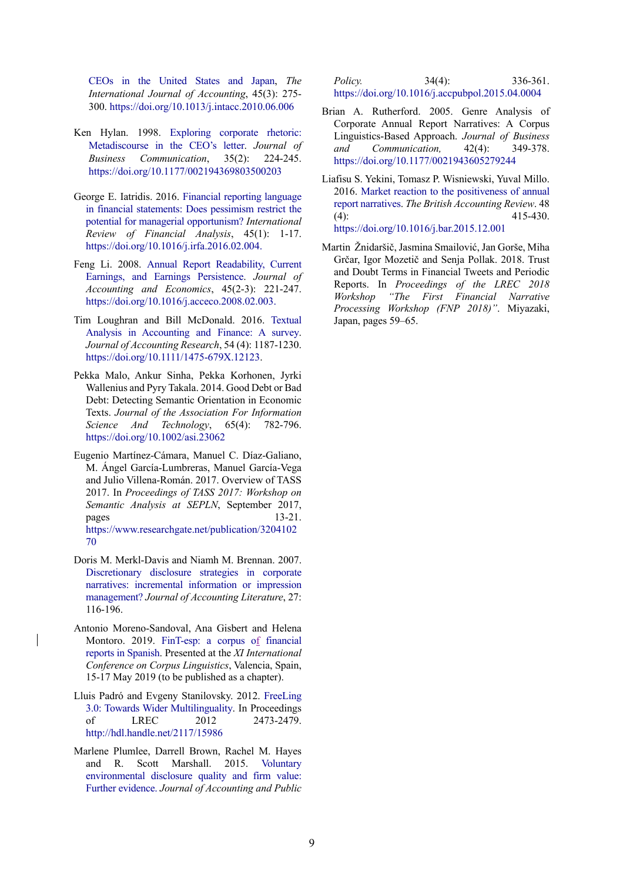CEOs in the United States and Japan, *The International Journal of Accounting*, 45(3): 275-300. https://doi.org/10.1013/j.intacc.2010.06.006

Ken Hylan. 1998. Exploring corporate rhetoric: Metadiscourse in the CEO's letter. *Journal of Business Communication*, 35(2): 224-245. https://doi.org/10.1177/002194369803500203

George E. Iatridis. 2016. Financial reporting language in financial statements: Does pessimism restrict the potential for managerial opportunism? *International Review of Financial Analysis*, 45(1): 1-17. https://doi.org/10.1016/j.irfa.2016.02.004.

Feng Li. 2008. Annual Report Readability, Current Earnings, and Earnings Persistence. *Journal of Accounting and Economics*, 45(2-3): 221-247. https://doi.org/10.1016/j.acceco.2008.02.003.

Tim Loughran and Bill McDonald. 2016. Textual Analysis in Accounting and Finance: A survey. *Journal of Accounting Research*, 54 (4): 1187-1230. https://doi.org/10.1111/1475-679X.12123.

Pekka Malo, Ankur Sinha, Pekka Korhonen, Jyrki Wallenius and Pyry Takala. 2014. Good Debt or Bad Debt: Detecting Semantic Orientation in Economic Texts. *Journal of the Association For Information Science And Technology*, 65(4): 782-796. https://doi.org/10.1002/asi.23062

Eugenio Martínez-Cámara, Manuel C. Díaz-Galiano, M. Ángel García-Lumbreras, Manuel García-Vega and Julio Villena-Román. 2017. Overview of TASS 2017. In *Proceedings of TASS 2017: Workshop on Semantic Analysis at SEPLN*, September 2017, pages 13-21. https://www.researchgate.net/publication/320410270

Doris M. Merkl-Davis and Niamh M. Brennan. 2007. Discretionary disclosure strategies in corporate narratives: incremental information or impression management? *Journal of Accounting Literature*, 27: 116-196.

Antonio Moreno-Sandoval, Ana Gisbert and Helena Montoro. 2019. FinT-esp: a corpus of financial reports in Spanish. Presented at the *XI International Conference on Corpus Linguistics*, Valencia, Spain, 15-17 May 2019 (to be published as a chapter).

Lluis Padró and Evgeny Stanilovsky. 2012. FreeLing 3.0: Towards Wider Multilinguality. In Proceedings of LREC 2012 2473-2479. http://hdl.handle.net/2117/15986

Marlene Plumlee, Darrell Brown, Rachel M. Hayes and R. Scott Marshall. 2015. Voluntary environmental disclosure quality and firm value: Further evidence. *Journal of Accounting and Public Policy.* 34(4): 336-361. https://doi.org/10.1016/j.accpubpol.2015.04.0004

Brian A. Rutherford. 2005. Genre Analysis of Corporate Annual Report Narratives: A Corpus Linguistics-Based Approach. *Journal of Business and Communication,* 42(4): 349-378. https://doi.org/10.1177/0021943605279244

Liafisu S. Yekini, Tomasz P. Wisniewski, Yuval Millo. 2016. Market reaction to the positiveness of annual report narratives. *The British Accounting Review*. 48 (4): 415-430. https://doi.org/10.1016/j.bar.2015.12.001

Martin Žnidaršič, Jasmina Smailović, Jan Gorše, Miha Grčar, Igor Mozetič and Senja Pollak. 2018. Trust and Doubt Terms in Financial Tweets and Periodic Reports. In *Proceedings of the LREC 2018 Workshop "The First Financial Narrative Processing Workshop (FNP 2018)"*. Miyazaki, Japan, pages 59–65.